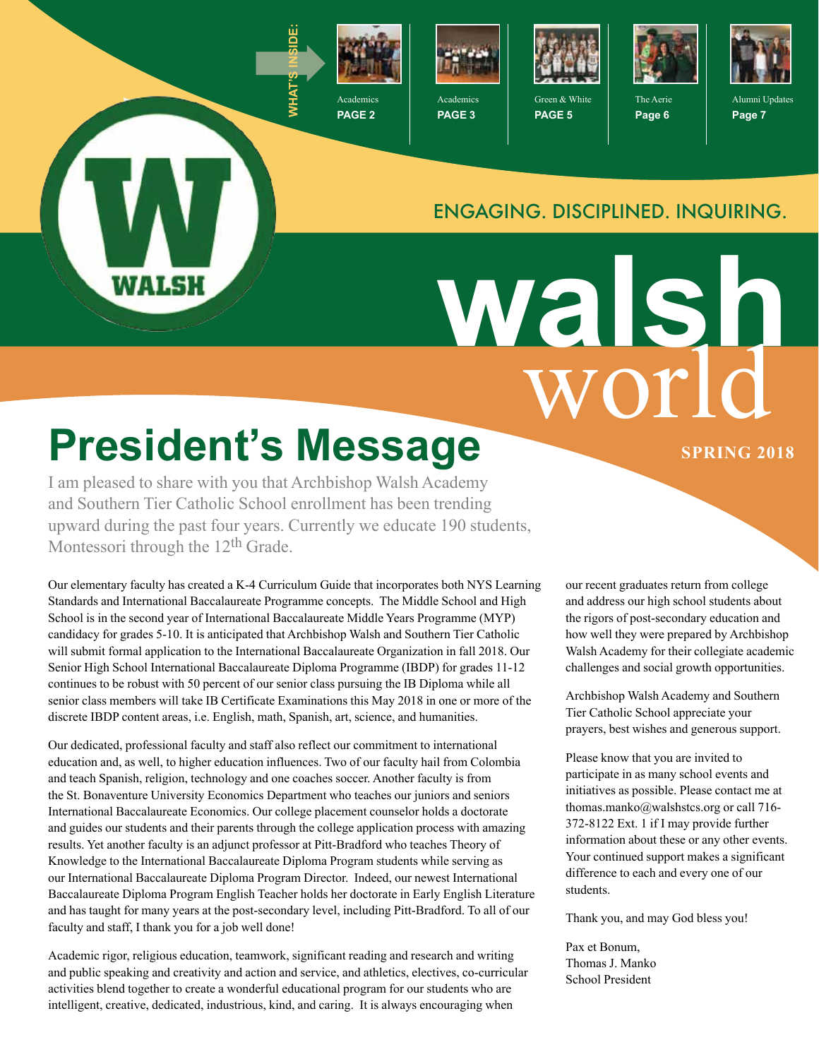WHAT'S INSIDE:

- Academics PAGE 2
- Academics PAGE 3
- Green & White PAGE 5
- The Aerie Page 6
- Alumni Updates Page 7

WALSH

ENGAGING. DISCIPLINED. INQUIRING.

# walsh world

SPRING 2018

# President's Message

I am pleased to share with you that Archbishop Walsh Academy and Southern Tier Catholic School enrollment has been trending upward during the past four years. Currently we educate 190 students, Montessori through the 12th Grade.

Our elementary faculty has created a K-4 Curriculum Guide that incorporates both NYS Learning Standards and International Baccalaureate Programme concepts. The Middle School and High School is in the second year of International Baccalaureate Middle Years Programme (MYP) candidacy for grades 5-10. It is anticipated that Archbishop Walsh and Southern Tier Catholic will submit formal application to the International Baccalaureate Organization in fall 2018. Our Senior High School International Baccalaureate Diploma Programme (IBDP) for grades 11-12 continues to be robust with 50 percent of our senior class pursuing the IB Diploma while all senior class members will take IB Certificate Examinations this May 2018 in one or more of the discrete IBDP content areas, i.e. English, math, Spanish, art, science, and humanities.

Our dedicated, professional faculty and staff also reflect our commitment to international education and, as well, to higher education influences. Two of our faculty hail from Colombia and teach Spanish, religion, technology and one coaches soccer. Another faculty is from the St. Bonaventure University Economics Department who teaches our juniors and seniors International Baccalaureate Economics. Our college placement counselor holds a doctorate and guides our students and their parents through the college application process with amazing results. Yet another faculty is an adjunct professor at Pitt-Bradford who teaches Theory of Knowledge to the International Baccalaureate Diploma Program students while serving as our International Baccalaureate Diploma Program Director. Indeed, our newest International Baccalaureate Diploma Program English Teacher holds her doctorate in Early English Literature and has taught for many years at the post-secondary level, including Pitt-Bradford. To all of our faculty and staff, I thank you for a job well done!

Academic rigor, religious education, teamwork, significant reading and research and writing and public speaking and creativity and action and service, and athletics, electives, co-curricular activities blend together to create a wonderful educational program for our students who are intelligent, creative, dedicated, industrious, kind, and caring. It is always encouraging when our recent graduates return from college and address our high school students about the rigors of post-secondary education and how well they were prepared by Archbishop Walsh Academy for their collegiate academic challenges and social growth opportunities.

Archbishop Walsh Academy and Southern Tier Catholic School appreciate your prayers, best wishes and generous support.

Please know that you are invited to participate in as many school events and initiatives as possible. Please contact me at thomas.manko@walshstcs.org or call 716-372-8122 Ext. 1 if I may provide further information about these or any other events. Your continued support makes a significant difference to each and every one of our students.

Thank you, and may God bless you!

Pax et Bonum,
Thomas J. Manko
School President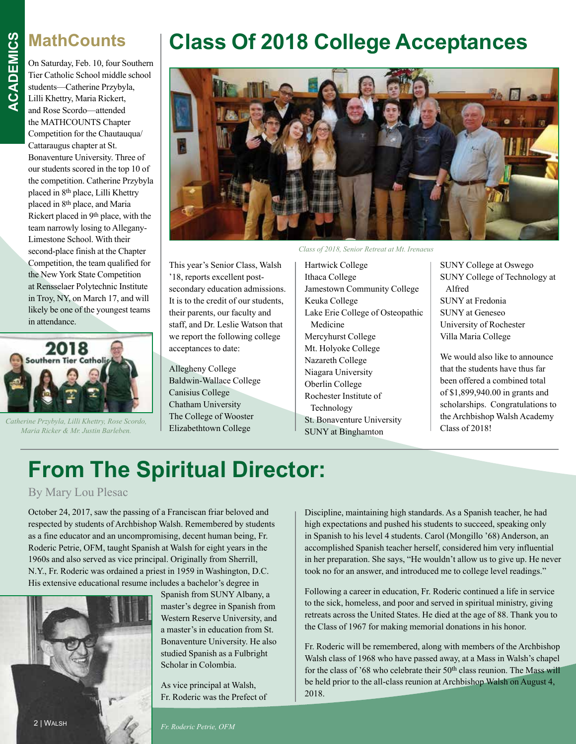## MathCounts

On Saturday, Feb. 10, four Southern Tier Catholic School middle school students—Catherine Przybyla, Lilli Khettry, Maria Rickert, and Rose Scordo—attended the MATHCOUNTS Chapter Competition for the Chautauqua/ Cattaraugus chapter at St. Bonaventure University. Three of our students scored in the top 10 of the competition. Catherine Przybyla placed in 8th place, Lilli Khettry placed in 8th place, and Maria Rickert placed in 9th place, with the team narrowly losing to Allegany-Limestone School. With their second-place finish at the Chapter Competition, the team qualified for the New York State Competition at Rensselaer Polytechnic Institute in Troy, NY, on March 17, and will likely be one of the youngest teams in attendance.

*Catherine Przybyla, Lilli Khettry, Rose Scordo, Maria Ricker & Mr. Justin Barleben.*

# Class Of 2018 College Acceptances

*Class of 2018, Senior Retreat at Mt. Irenaeus*

This year's Senior Class, Walsh '18, reports excellent post-secondary education admissions. It is to the credit of our students, their parents, our faculty and staff, and Dr. Leslie Watson that we report the following college acceptances to date:

Allegheny College
Baldwin-Wallace College
Canisius College
Chatham University
The College of Wooster
Elizabethtown College
Hartwick College
Ithaca College
Jamestown Community College
Keuka College
Lake Erie College of Osteopathic Medicine
Mercyhurst College
Mt. Holyoke College
Nazareth College
Niagara University
Oberlin College
Rochester Institute of Technology
St. Bonaventure University
SUNY at Binghamton
SUNY College at Oswego
SUNY College of Technology at Alfred
SUNY at Fredonia
SUNY at Geneseo
University of Rochester
Villa Maria College

We would also like to announce that the students have thus far been offered a combined total of $1,899,940.00 in grants and scholarships. Congratulations to the Archbishop Walsh Academy Class of 2018!

# From The Spiritual Director:

By Mary Lou Plesac

October 24, 2017, saw the passing of a Franciscan friar beloved and respected by students of Archbishop Walsh. Remembered by students as a fine educator and an uncompromising, decent human being, Fr. Roderic Petrie, OFM, taught Spanish at Walsh for eight years in the 1960s and also served as vice principal. Originally from Sherrill, N.Y., Fr. Roderic was ordained a priest in 1959 in Washington, D.C. His extensive educational resume includes a bachelor's degree in Spanish from SUNY Albany, a master's degree in Spanish from Western Reserve University, and a master's in education from St. Bonaventure University. He also studied Spanish as a Fulbright Scholar in Colombia.

*Fr. Roderic Petrie, OFM*

As vice principal at Walsh, Fr. Roderic was the Prefect of Discipline, maintaining high standards. As a Spanish teacher, he had high expectations and pushed his students to succeed, speaking only in Spanish to his level 4 students. Carol (Mongillo '68) Anderson, an accomplished Spanish teacher herself, considered him very influential in her preparation. She says, "He wouldn't allow us to give up. He never took no for an answer, and introduced me to college level readings."

Following a career in education, Fr. Roderic continued a life in service to the sick, homeless, and poor and served in spiritual ministry, giving retreats across the United States. He died at the age of 88. Thank you to the Class of 1967 for making memorial donations in his honor.

Fr. Roderic will be remembered, along with members of the Archbishop Walsh class of 1968 who have passed away, at a Mass in Walsh's chapel for the class of '68 who celebrate their 50th class reunion. The Mass will be held prior to the all-class reunion at Archbishop Walsh on August 4, 2018.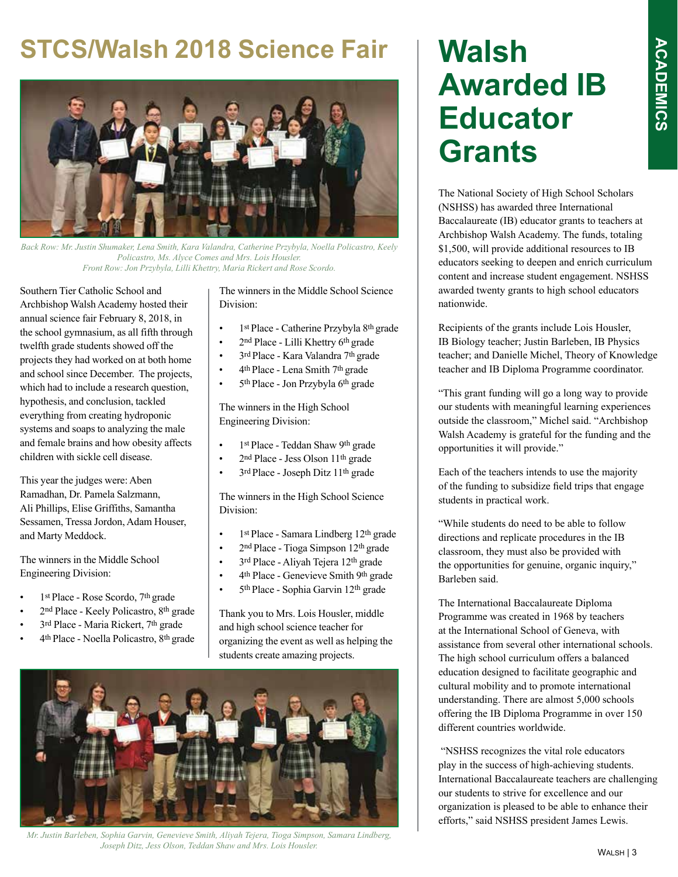# STCS/Walsh 2018 Science Fair

*Back Row: Mr. Justin Shumaker, Lena Smith, Kara Valandra, Catherine Przybyla, Noella Policastro, Keely Policastro, Ms. Alyce Comes and Mrs. Lois Housler.*
*Front Row: Jon Przybyla, Lilli Khettry, Maria Rickert and Rose Scordo.*

Southern Tier Catholic School and Archbishop Walsh Academy hosted their annual science fair February 8, 2018, in the school gymnasium, as all fifth through twelfth grade students showed off the projects they had worked on at both home and school since December. The projects, which had to include a research question, hypothesis, and conclusion, tackled everything from creating hydroponic systems and soaps to analyzing the male and female brains and how obesity affects children with sickle cell disease.

This year the judges were: Aben Ramadhan, Dr. Pamela Salzmann, Ali Phillips, Elise Griffiths, Samantha Sessamen, Tressa Jordon, Adam Houser, and Marty Meddock.

The winners in the Middle School Engineering Division:

- 1st Place - Rose Scordo, 7th grade
- 2nd Place - Keely Policastro, 8th grade
- 3rd Place - Maria Rickert, 7th grade
- 4th Place - Noella Policastro, 8th grade

The winners in the Middle School Science Division:

- 1st Place - Catherine Przybyla 8th grade
- 2nd Place - Lilli Khettry 6th grade
- 3rd Place - Kara Valandra 7th grade
- 4th Place - Lena Smith 7th grade
- 5th Place - Jon Przybyla 6th grade

The winners in the High School Engineering Division:

- 1st Place - Teddan Shaw 9th grade
- 2nd Place - Jess Olson 11th grade
- 3rd Place - Joseph Ditz 11th grade

The winners in the High School Science Division:

- 1st Place - Samara Lindberg 12th grade
- 2nd Place - Tioga Simpson 12th grade
- 3rd Place - Aliyah Tejera 12th grade
- 4th Place - Genevieve Smith 9th grade
- 5th Place - Sophia Garvin 12th grade

Thank you to Mrs. Lois Housler, middle and high school science teacher for organizing the event as well as helping the students create amazing projects.

*Mr. Justin Barleben, Sophia Garvin, Genevieve Smith, Aliyah Tejera, Tioga Simpson, Samara Lindberg, Joseph Ditz, Jess Olson, Teddan Shaw and Mrs. Lois Housler.*

# Walsh Awarded IB Educator Grants

The National Society of High School Scholars (NSHSS) has awarded three International Baccalaureate (IB) educator grants to teachers at Archbishop Walsh Academy. The funds, totaling $1,500, will provide additional resources to IB educators seeking to deepen and enrich curriculum content and increase student engagement. NSHSS awarded twenty grants to high school educators nationwide.

Recipients of the grants include Lois Housler, IB Biology teacher; Justin Barleben, IB Physics teacher; and Danielle Michel, Theory of Knowledge teacher and IB Diploma Programme coordinator.

"This grant funding will go a long way to provide our students with meaningful learning experiences outside the classroom," Michel said. "Archbishop Walsh Academy is grateful for the funding and the opportunities it will provide."

Each of the teachers intends to use the majority of the funding to subsidize field trips that engage students in practical work.

"While students do need to be able to follow directions and replicate procedures in the IB classroom, they must also be provided with the opportunities for genuine, organic inquiry," Barleben said.

The International Baccalaureate Diploma Programme was created in 1968 by teachers at the International School of Geneva, with assistance from several other international schools. The high school curriculum offers a balanced education designed to facilitate geographic and cultural mobility and to promote international understanding. There are almost 5,000 schools offering the IB Diploma Programme in over 150 different countries worldwide.

"NSHSS recognizes the vital role educators play in the success of high-achieving students. International Baccalaureate teachers are challenging our students to strive for excellence and our organization is pleased to be able to enhance their efforts," said NSHSS president James Lewis.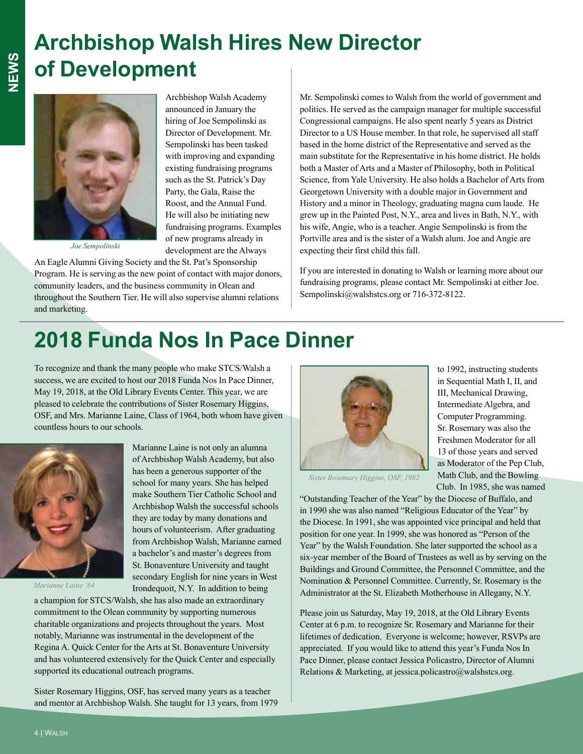# Archbishop Walsh Hires New Director of Development

*Joe Sempolinski*

Archbishop Walsh Academy announced in January the hiring of Joe Sempolinski as Director of Development. Mr. Sempolinski has been tasked with improving and expanding existing fundraising programs such as the St. Patrick's Day Party, the Gala, Raise the Roost, and the Annual Fund. He will also be initiating new fundraising programs. Examples of new programs already in development are the Always An Eagle Alumni Giving Society and the St. Pat's Sponsorship Program. He is serving as the new point of contact with major donors, community leaders, and the business community in Olean and throughout the Southern Tier. He will also supervise alumni relations and marketing.

Mr. Sempolinski comes to Walsh from the world of government and politics. He served as the campaign manager for multiple successful Congressional campaigns. He also spent nearly 5 years as District Director to a US House member. In that role, he supervised all staff based in the home district of the Representative and served as the main substitute for the Representative in his home district. He holds both a Master of Arts and a Master of Philosophy, both in Political Science, from Yale University. He also holds a Bachelor of Arts from Georgetown University with a double major in Government and History and a minor in Theology, graduating magna cum laude. He grew up in the Painted Post, N.Y., area and lives in Bath, N.Y., with his wife, Angie, who is a teacher. Angie Sempolinski is from the Portville area and is the sister of a Walsh alum. Joe and Angie are expecting their first child this fall.

If you are interested in donating to Walsh or learning more about our fundraising programs, please contact Mr. Sempolinski at either Joe.Sempolinski@walshstcs.org or 716-372-8122.

# 2018 Funda Nos In Pace Dinner

To recognize and thank the many people who make STCS/Walsh a success, we are excited to host our 2018 Funda Nos In Pace Dinner, May 19, 2018, at the Old Library Events Center. This year, we are pleased to celebrate the contributions of Sister Rosemary Higgins, OSF, and Mrs. Marianne Laine, Class of 1964, both whom have given countless hours to our schools.

*Marianne Laine '64*

Marianne Laine is not only an alumna of Archbishop Walsh Academy, but also has been a generous supporter of the school for many years. She has helped make Southern Tier Catholic School and Archbishop Walsh the successful schools they are today by many donations and hours of volunteerism. After graduating from Archbishop Walsh, Marianne earned a bachelor's and master's degrees from St. Bonaventure University and taught secondary English for nine years in West Irondequoit, N.Y. In addition to being a champion for STCS/Walsh, she has also made an extraordinary commitment to the Olean community by supporting numerous charitable organizations and projects throughout the years. Most notably, Marianne was instrumental in the development of the Regina A. Quick Center for the Arts at St. Bonaventure University and has volunteered extensively for the Quick Center and especially supported its educational outreach programs.

Sister Rosemary Higgins, OSF, has served many years as a teacher and mentor at Archbishop Walsh. She taught for 13 years, from 1979 to 1992, instructing students in Sequential Math I, II, and III, Mechanical Drawing, Intermediate Algebra, and Computer Programming. Sr. Rosemary was also the Freshmen Moderator for all 13 of those years and served as Moderator of the Pep Club, Math Club, and the Bowling Club. In 1985, she was named "Outstanding Teacher of the Year" by the Diocese of Buffalo, and in 1990 she was also named "Religious Educator of the Year" by the Diocese. In 1991, she was appointed vice principal and held that position for one year. In 1999, she was honored as "Person of the Year" by the Walsh Foundation. She later supported the school as a six-year member of the Board of Trustees as well as by serving on the Buildings and Ground Committee, the Personnel Committee, and the Nomination & Personnel Committee. Currently, Sr. Rosemary is the Administrator at the St. Elizabeth Motherhouse in Allegany, N.Y.

*Sister Rosemary Higgins, OSF, 1982*

Please join us Saturday, May 19, 2018, at the Old Library Events Center at 6 p.m. to recognize Sr. Rosemary and Marianne for their lifetimes of dedication. Everyone is welcome; however, RSVPs are appreciated. If you would like to attend this year's Funda Nos In Pace Dinner, please contact Jessica Policastro, Director of Alumni Relations & Marketing, at jessica.policastro@walshstcs.org.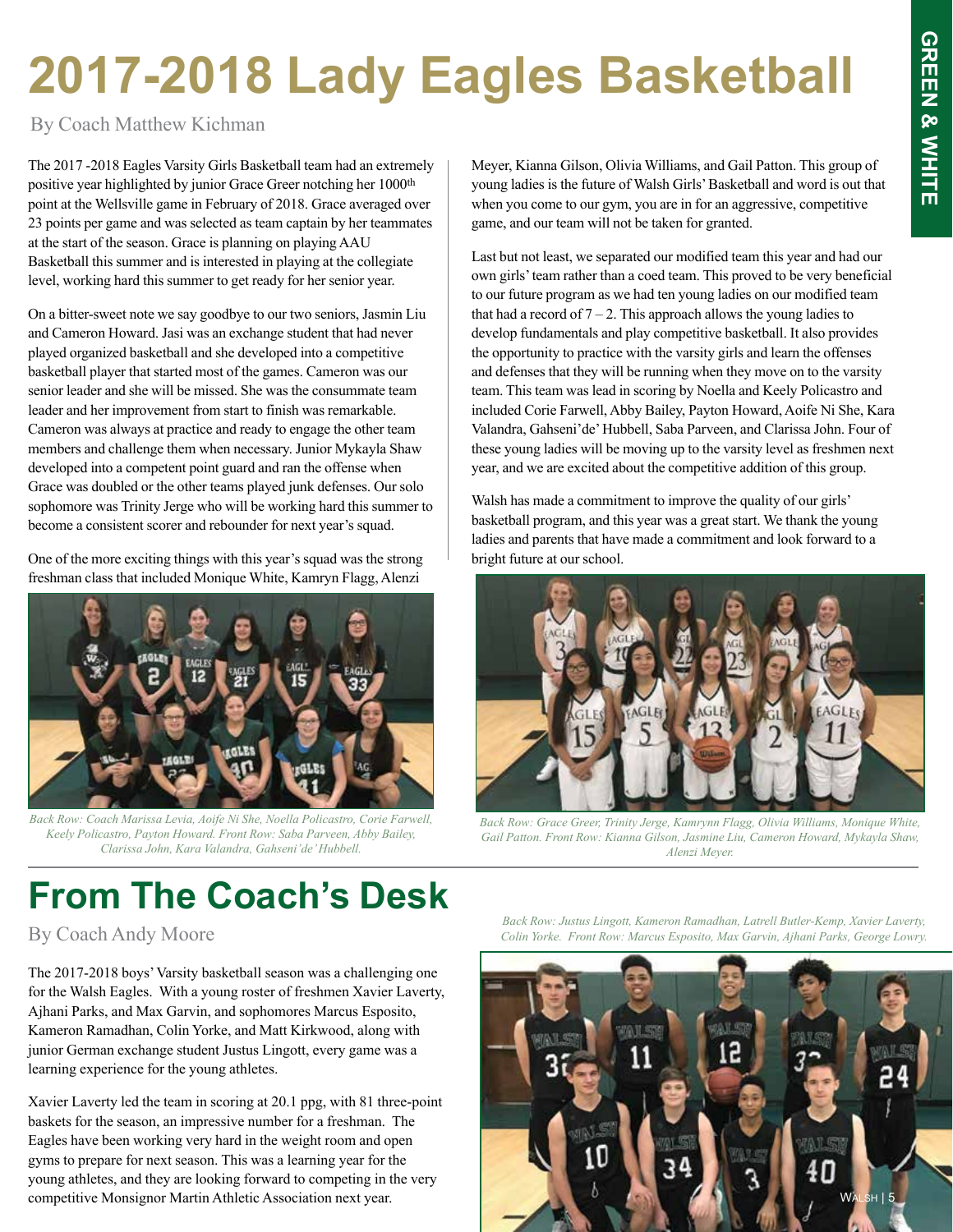# 2017-2018 Lady Eagles Basketball

By Coach Matthew Kichman

The 2017 -2018 Eagles Varsity Girls Basketball team had an extremely positive year highlighted by junior Grace Greer notching her 1000th point at the Wellsville game in February of 2018. Grace averaged over 23 points per game and was selected as team captain by her teammates at the start of the season. Grace is planning on playing AAU Basketball this summer and is interested in playing at the collegiate level, working hard this summer to get ready for her senior year.

On a bitter-sweet note we say goodbye to our two seniors, Jasmin Liu and Cameron Howard. Jasi was an exchange student that had never played organized basketball and she developed into a competitive basketball player that started most of the games. Cameron was our senior leader and she will be missed. She was the consummate team leader and her improvement from start to finish was remarkable. Cameron was always at practice and ready to engage the other team members and challenge them when necessary. Junior Mykayla Shaw developed into a competent point guard and ran the offense when Grace was doubled or the other teams played junk defenses. Our solo sophomore was Trinity Jerge who will be working hard this summer to become a consistent scorer and rebounder for next year's squad.

One of the more exciting things with this year's squad was the strong freshman class that included Monique White, Kamryn Flagg, Alenzi Meyer, Kianna Gilson, Olivia Williams, and Gail Patton. This group of young ladies is the future of Walsh Girls' Basketball and word is out that when you come to our gym, you are in for an aggressive, competitive game, and our team will not be taken for granted.

*Back Row: Coach Marissa Levia, Aoife Ni She, Noella Policastro, Corie Farwell, Keely Policastro, Payton Howard. Front Row: Saba Parveen, Abby Bailey, Clarissa John, Kara Valandra, Gahseni'de' Hubbell.*

Last but not least, we separated our modified team this year and had our own girls' team rather than a coed team. This proved to be very beneficial to our future program as we had ten young ladies on our modified team that had a record of 7 – 2. This approach allows the young ladies to develop fundamentals and play competitive basketball. It also provides the opportunity to practice with the varsity girls and learn the offenses and defenses that they will be running when they move on to the varsity team. This team was lead in scoring by Noella and Keely Policastro and included Corie Farwell, Abby Bailey, Payton Howard, Aoife Ni She, Kara Valandra, Gahseni'de' Hubbell, Saba Parveen, and Clarissa John. Four of these young ladies will be moving up to the varsity level as freshmen next year, and we are excited about the competitive addition of this group.

Walsh has made a commitment to improve the quality of our girls' basketball program, and this year was a great start. We thank the young ladies and parents that have made a commitment and look forward to a bright future at our school.

*Back Row: Grace Greer, Trinity Jerge, Kamrynn Flagg, Olivia Williams, Monique White, Gail Patton. Front Row: Kianna Gilson, Jasmine Liu, Cameron Howard, Mykayla Shaw, Alenzi Meyer.*

# From The Coach's Desk

By Coach Andy Moore

The 2017-2018 boys' Varsity basketball season was a challenging one for the Walsh Eagles. With a young roster of freshmen Xavier Laverty, Ajhani Parks, and Max Garvin, and sophomores Marcus Esposito, Kameron Ramadhan, Colin Yorke, and Matt Kirkwood, along with junior German exchange student Justus Lingott, every game was a learning experience for the young athletes.

Xavier Laverty led the team in scoring at 20.1 ppg, with 81 three-point baskets for the season, an impressive number for a freshman. The Eagles have been working very hard in the weight room and open gyms to prepare for next season. This was a learning year for the young athletes, and they are looking forward to competing in the very competitive Monsignor Martin Athletic Association next year.

*Back Row: Justus Lingott, Kameron Ramadhan, Latrell Butler-Kemp, Xavier Laverty, Colin Yorke. Front Row: Marcus Esposito, Max Garvin, Ajhani Parks, George Lowry.*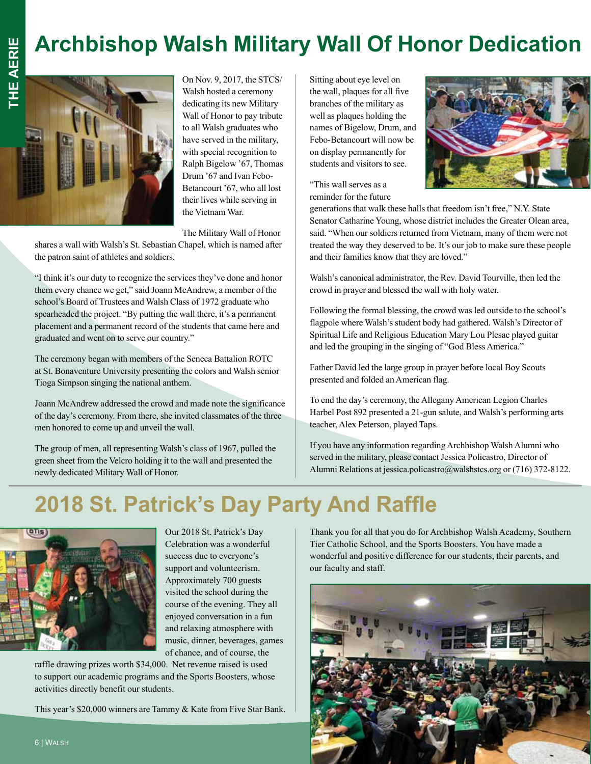# Archbishop Walsh Military Wall Of Honor Dedication

On Nov. 9, 2017, the STCS/Walsh hosted a ceremony dedicating its new Military Wall of Honor to pay tribute to all Walsh graduates who have served in the military, with special recognition to Ralph Bigelow '67, Thomas Drum '67 and Ivan Febo-Betancourt '67, who all lost their lives while serving in the Vietnam War.

The Military Wall of Honor shares a wall with Walsh's St. Sebastian Chapel, which is named after the patron saint of athletes and soldiers.

"I think it's our duty to recognize the services they've done and honor them every chance we get," said Joann McAndrew, a member of the school's Board of Trustees and Walsh Class of 1972 graduate who spearheaded the project. "By putting the wall there, it's a permanent placement and a permanent record of the students that came here and graduated and went on to serve our country."

The ceremony began with members of the Seneca Battalion ROTC at St. Bonaventure University presenting the colors and Walsh senior Tioga Simpson singing the national anthem.

Joann McAndrew addressed the crowd and made note the significance of the day's ceremony. From there, she invited classmates of the three men honored to come up and unveil the wall.

The group of men, all representing Walsh's class of 1967, pulled the green sheet from the Velcro holding it to the wall and presented the newly dedicated Military Wall of Honor.

Sitting about eye level on the wall, plaques for all five branches of the military as well as plaques holding the names of Bigelow, Drum, and Febo-Betancourt will now be on display permanently for students and visitors to see.

"This wall serves as a reminder for the future generations that walk these halls that freedom isn't free," N.Y. State Senator Catharine Young, whose district includes the Greater Olean area, said. "When our soldiers returned from Vietnam, many of them were not treated the way they deserved to be. It's our job to make sure these people and their families know that they are loved."

Walsh's canonical administrator, the Rev. David Tourville, then led the crowd in prayer and blessed the wall with holy water.

Following the formal blessing, the crowd was led outside to the school's flagpole where Walsh's student body had gathered. Walsh's Director of Spiritual Life and Religious Education Mary Lou Plesac played guitar and led the grouping in the singing of "God Bless America."

Father David led the large group in prayer before local Boy Scouts presented and folded an American flag.

To end the day's ceremony, the Allegany American Legion Charles Harbel Post 892 presented a 21-gun salute, and Walsh's performing arts teacher, Alex Peterson, played Taps.

If you have any information regarding Archbishop Walsh Alumni who served in the military, please contact Jessica Policastro, Director of Alumni Relations at jessica.policastro@walshstcs.org or (716) 372-8122.

# 2018 St. Patrick's Day Party And Raffle

Our 2018 St. Patrick's Day Celebration was a wonderful success due to everyone's support and volunteerism. Approximately 700 guests visited the school during the course of the evening. They all enjoyed conversation in a fun and relaxing atmosphere with music, dinner, beverages, games of chance, and of course, the raffle drawing prizes worth $34,000. Net revenue raised is used to support our academic programs and the Sports Boosters, whose activities directly benefit our students.

This year's $20,000 winners are Tammy & Kate from Five Star Bank.

Thank you for all that you do for Archbishop Walsh Academy, Southern Tier Catholic School, and the Sports Boosters. You have made a wonderful and positive difference for our students, their parents, and our faculty and staff.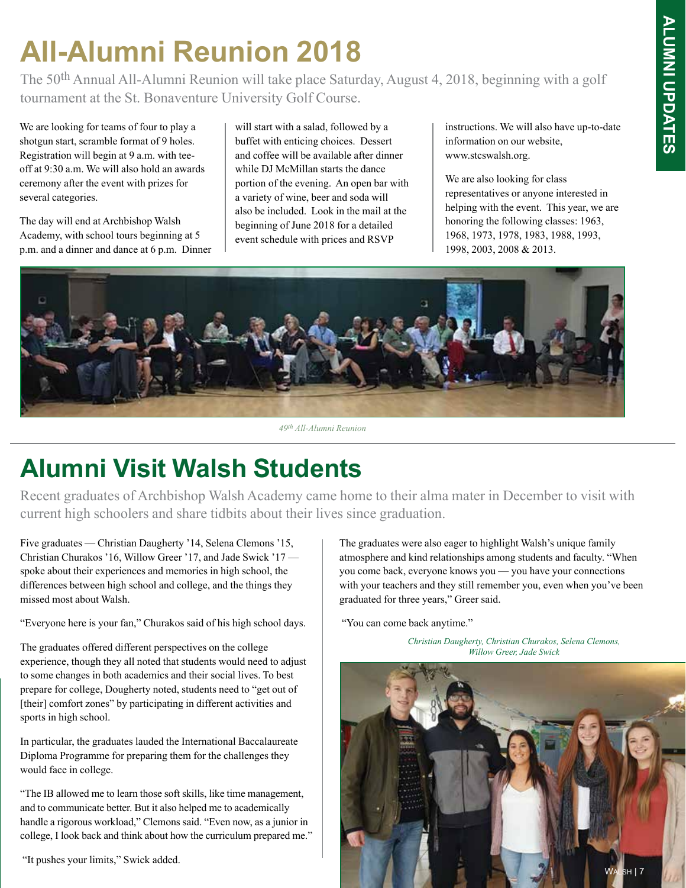# All-Alumni Reunion 2018

The 50th Annual All-Alumni Reunion will take place Saturday, August 4, 2018, beginning with a golf tournament at the St. Bonaventure University Golf Course.

We are looking for teams of four to play a shotgun start, scramble format of 9 holes. Registration will begin at 9 a.m. with tee-off at 9:30 a.m. We will also hold an awards ceremony after the event with prizes for several categories.

The day will end at Archbishop Walsh Academy, with school tours beginning at 5 p.m. and a dinner and dance at 6 p.m. Dinner will start with a salad, followed by a buffet with enticing choices. Dessert and coffee will be available after dinner while DJ McMillan starts the dance portion of the evening. An open bar with a variety of wine, beer and soda will also be included. Look in the mail at the beginning of June 2018 for a detailed event schedule with prices and RSVP instructions. We will also have up-to-date information on our website, www.stcswalsh.org.

We are also looking for class representatives or anyone interested in helping with the event. This year, we are honoring the following classes: 1963, 1968, 1973, 1978, 1983, 1988, 1993, 1998, 2003, 2008 & 2013.

*49th All-Alumni Reunion*

# Alumni Visit Walsh Students

Recent graduates of Archbishop Walsh Academy came home to their alma mater in December to visit with current high schoolers and share tidbits about their lives since graduation.

Five graduates — Christian Daugherty '14, Selena Clemons '15, Christian Churakos '16, Willow Greer '17, and Jade Swick '17 — spoke about their experiences and memories in high school, the differences between high school and college, and the things they missed most about Walsh.

"Everyone here is your fan," Churakos said of his high school days.

The graduates offered different perspectives on the college experience, though they all noted that students would need to adjust to some changes in both academics and their social lives. To best prepare for college, Dougherty noted, students need to "get out of [their] comfort zones" by participating in different activities and sports in high school.

In particular, the graduates lauded the International Baccalaureate Diploma Programme for preparing them for the challenges they would face in college.

"The IB allowed me to learn those soft skills, like time management, and to communicate better. But it also helped me to academically handle a rigorous workload," Clemons said. "Even now, as a junior in college, I look back and think about how the curriculum prepared me."

"It pushes your limits," Swick added.

The graduates were also eager to highlight Walsh's unique family atmosphere and kind relationships among students and faculty. "When you come back, everyone knows you — you have your connections with your teachers and they still remember you, even when you've been graduated for three years," Greer said.

"You can come back anytime."

*Christian Daugherty, Christian Churakos, Selena Clemons, Willow Greer, Jade Swick*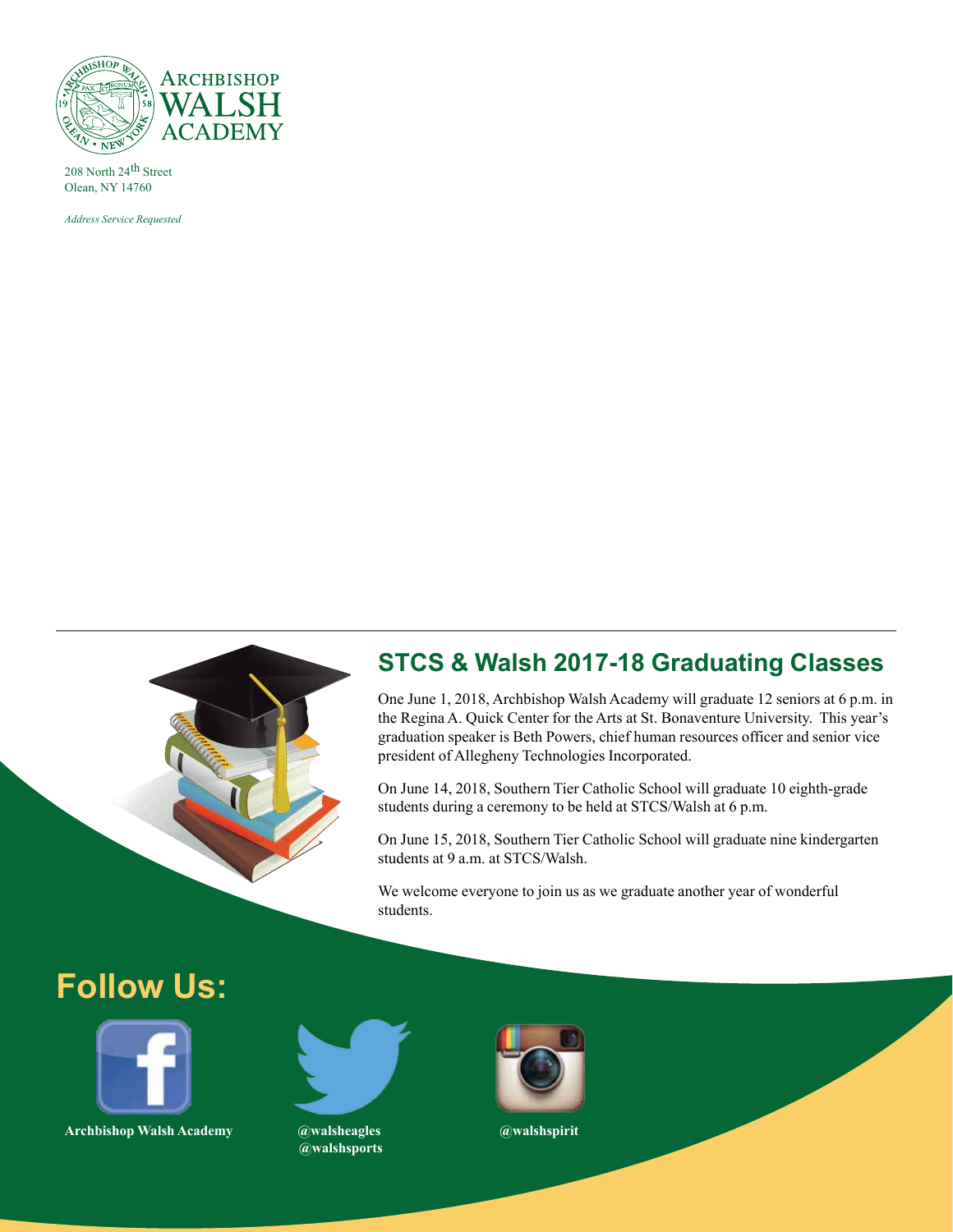ARCHBISHOP WALSH ACADEMY

208 North 24th Street
Olean, NY 14760

*Address Service Requested*

## STCS & Walsh 2017-18 Graduating Classes

One June 1, 2018, Archbishop Walsh Academy will graduate 12 seniors at 6 p.m. in the Regina A. Quick Center for the Arts at St. Bonaventure University. This year's graduation speaker is Beth Powers, chief human resources officer and senior vice president of Allegheny Technologies Incorporated.

On June 14, 2018, Southern Tier Catholic School will graduate 10 eighth-grade students during a ceremony to be held at STCS/Walsh at 6 p.m.

On June 15, 2018, Southern Tier Catholic School will graduate nine kindergarten students at 9 a.m. at STCS/Walsh.

We welcome everyone to join us as we graduate another year of wonderful students.

## Follow Us:

**Archbishop Walsh Academy**

**@walsheagles**
**@walshsports**

**@walshspirit**